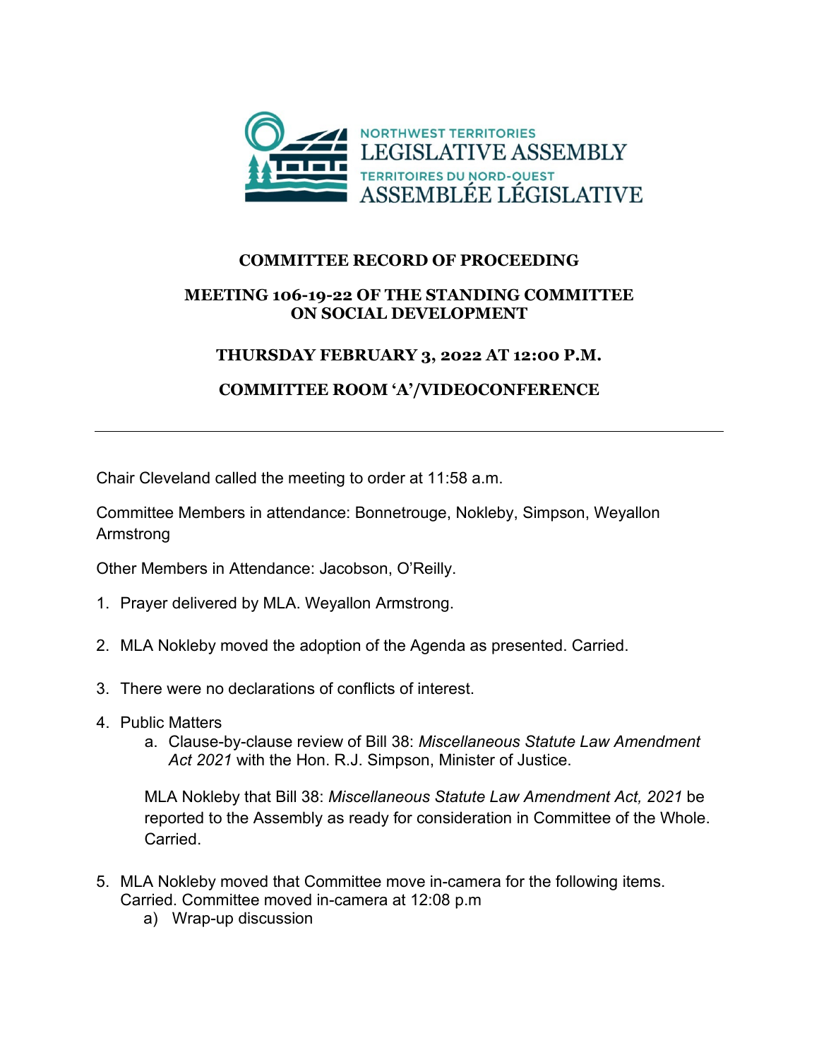NORTHWEST TERRITORIES
LEGISLATIVE ASSEMBLY
TERRITOIRES DU NORD-OUEST
ASSEMBLÉE LÉGISLATIVE

# COMMITTEE RECORD OF PROCEEDING

## MEETING 106-19-22 OF THE STANDING COMMITTEE ON SOCIAL DEVELOPMENT

## THURSDAY FEBRUARY 3, 2022 AT 12:00 P.M.

## COMMITTEE ROOM 'A'/VIDEOCONFERENCE

---

Chair Cleveland called the meeting to order at 11:58 a.m.

Committee Members in attendance: Bonnetrouge, Nokleby, Simpson, Weyallon Armstrong

Other Members in Attendance: Jacobson, O'Reilly.

1. Prayer delivered by MLA. Weyallon Armstrong.

2. MLA Nokleby moved the adoption of the Agenda as presented. Carried.

3. There were no declarations of conflicts of interest.

4. Public Matters
   a. Clause-by-clause review of Bill 38: *Miscellaneous Statute Law Amendment Act 2021* with the Hon. R.J. Simpson, Minister of Justice.

   MLA Nokleby that Bill 38: *Miscellaneous Statute Law Amendment Act, 2021* be reported to the Assembly as ready for consideration in Committee of the Whole. Carried.

5. MLA Nokleby moved that Committee move in-camera for the following items. Carried. Committee moved in-camera at 12:08 p.m
   a) Wrap-up discussion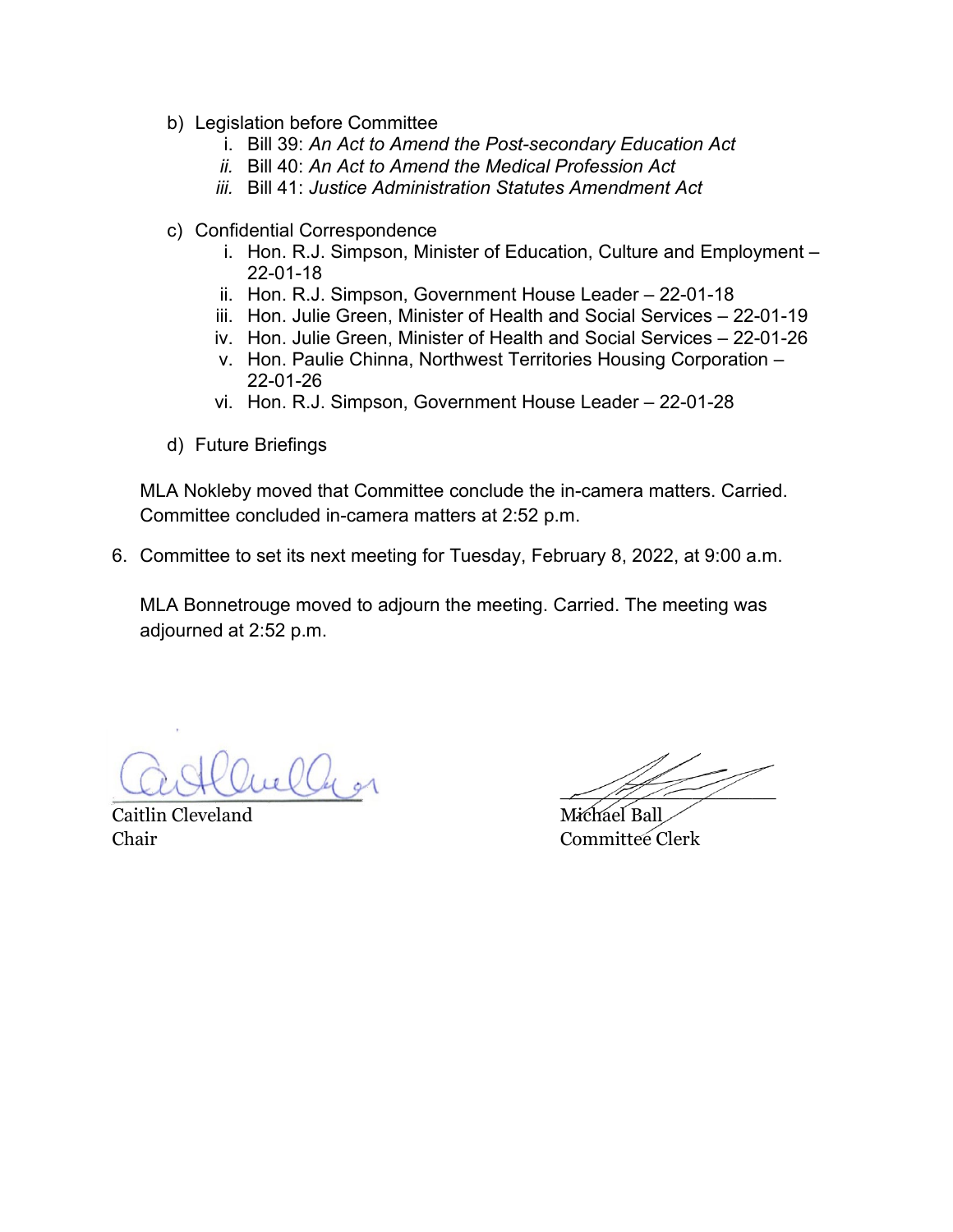b) Legislation before Committee
    i. Bill 39: *An Act to Amend the Post-secondary Education Act*
    ii. Bill 40: *An Act to Amend the Medical Profession Act*
    iii. Bill 41: *Justice Administration Statutes Amendment Act*

c) Confidential Correspondence
    i. Hon. R.J. Simpson, Minister of Education, Culture and Employment – 22-01-18
    ii. Hon. R.J. Simpson, Government House Leader – 22-01-18
    iii. Hon. Julie Green, Minister of Health and Social Services – 22-01-19
    iv. Hon. Julie Green, Minister of Health and Social Services – 22-01-26
    v. Hon. Paulie Chinna, Northwest Territories Housing Corporation – 22-01-26
    vi. Hon. R.J. Simpson, Government House Leader – 22-01-28

d) Future Briefings

MLA Nokleby moved that Committee conclude the in-camera matters. Carried. Committee concluded in-camera matters at 2:52 p.m.

6. Committee to set its next meeting for Tuesday, February 8, 2022, at 9:00 a.m.

   MLA Bonnetrouge moved to adjourn the meeting. Carried. The meeting was adjourned at 2:52 p.m.

Caitlin Cleveland
Chair

Michael Ball
Committee Clerk